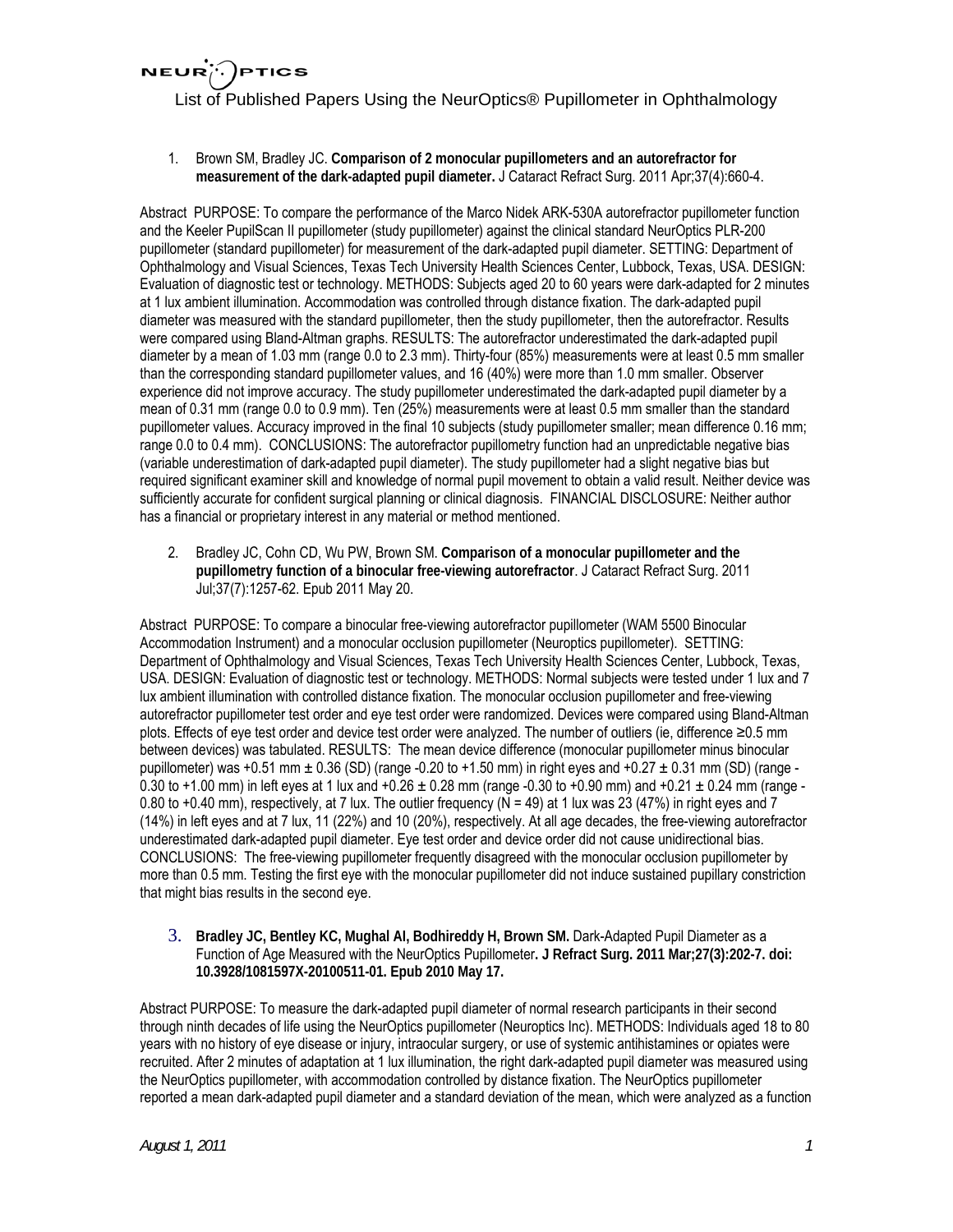List of Published Papers Using the NeurOptics® Pupillometer in Ophthalmology

1. Brown SM, Bradley JC. **Comparison of 2 monocular pupillometers and an autorefractor for measurement of the dark-adapted pupil diameter.** J Cataract Refract Surg. 2011 Apr;37(4):660-4.

Abstract PURPOSE: To compare the performance of the Marco Nidek ARK-530A autorefractor pupillometer function and the Keeler PupilScan II pupillometer (study pupillometer) against the clinical standard NeurOptics PLR-200 pupillometer (standard pupillometer) for measurement of the dark-adapted pupil diameter. SETTING: Department of Ophthalmology and Visual Sciences, Texas Tech University Health Sciences Center, Lubbock, Texas, USA. DESIGN: Evaluation of diagnostic test or technology. METHODS: Subjects aged 20 to 60 years were dark-adapted for 2 minutes at 1 lux ambient illumination. Accommodation was controlled through distance fixation. The dark-adapted pupil diameter was measured with the standard pupillometer, then the study pupillometer, then the autorefractor. Results were compared using Bland-Altman graphs. RESULTS: The autorefractor underestimated the dark-adapted pupil diameter by a mean of 1.03 mm (range 0.0 to 2.3 mm). Thirty-four (85%) measurements were at least 0.5 mm smaller than the corresponding standard pupillometer values, and 16 (40%) were more than 1.0 mm smaller. Observer experience did not improve accuracy. The study pupillometer underestimated the dark-adapted pupil diameter by a mean of 0.31 mm (range 0.0 to 0.9 mm). Ten (25%) measurements were at least 0.5 mm smaller than the standard pupillometer values. Accuracy improved in the final 10 subjects (study pupillometer smaller; mean difference 0.16 mm; range 0.0 to 0.4 mm). CONCLUSIONS: The autorefractor pupillometry function had an unpredictable negative bias (variable underestimation of dark-adapted pupil diameter). The study pupillometer had a slight negative bias but required significant examiner skill and knowledge of normal pupil movement to obtain a valid result. Neither device was sufficiently accurate for confident surgical planning or clinical diagnosis. FINANCIAL DISCLOSURE: Neither author has a financial or proprietary interest in any material or method mentioned.

2. Bradley JC, Cohn CD, Wu PW, Brown SM. **Comparison of a monocular pupillometer and the pupillometry function of a binocular free-viewing autorefractor**. J Cataract Refract Surg. 2011 Jul;37(7):1257-62. Epub 2011 May 20.

Abstract PURPOSE: To compare a binocular free-viewing autorefractor pupillometer (WAM 5500 Binocular Accommodation Instrument) and a monocular occlusion pupillometer (Neuroptics pupillometer). SETTING: Department of Ophthalmology and Visual Sciences, Texas Tech University Health Sciences Center, Lubbock, Texas, USA. DESIGN: Evaluation of diagnostic test or technology. METHODS: Normal subjects were tested under 1 lux and 7 lux ambient illumination with controlled distance fixation. The monocular occlusion pupillometer and free-viewing autorefractor pupillometer test order and eye test order were randomized. Devices were compared using Bland-Altman plots. Effects of eye test order and device test order were analyzed. The number of outliers (ie, difference ≥0.5 mm between devices) was tabulated. RESULTS: The mean device difference (monocular pupillometer minus binocular pupillometer) was +0.51 mm ± 0.36 (SD) (range -0.20 to +1.50 mm) in right eyes and +0.27 ± 0.31 mm (SD) (range -0.30 to +1.00 mm) in left eyes at 1 lux and +0.26 ± 0.28 mm (range -0.30 to +0.90 mm) and +0.21 ± 0.24 mm (range -0.80 to +0.40 mm), respectively, at 7 lux. The outlier frequency (N = 49) at 1 lux was 23 (47%) in right eyes and 7 (14%) in left eyes and at 7 lux, 11 (22%) and 10 (20%), respectively. At all age decades, the free-viewing autorefractor underestimated dark-adapted pupil diameter. Eye test order and device order did not cause unidirectional bias. CONCLUSIONS: The free-viewing pupillometer frequently disagreed with the monocular occlusion pupillometer by more than 0.5 mm. Testing the first eye with the monocular pupillometer did not induce sustained pupillary constriction that might bias results in the second eye.

3. **Bradley JC, Bentley KC, Mughal AI, Bodhireddy H, Brown SM.** Dark-Adapted Pupil Diameter as a Function of Age Measured with the NeurOptics Pupillometer**. J Refract Surg. 2011 Mar;27(3):202-7. doi: 10.3928/1081597X-20100511-01. Epub 2010 May 17.**

Abstract PURPOSE: To measure the dark-adapted pupil diameter of normal research participants in their second through ninth decades of life using the NeurOptics pupillometer (Neuroptics Inc). METHODS: Individuals aged 18 to 80 years with no history of eye disease or injury, intraocular surgery, or use of systemic antihistamines or opiates were recruited. After 2 minutes of adaptation at 1 lux illumination, the right dark-adapted pupil diameter was measured using the NeurOptics pupillometer, with accommodation controlled by distance fixation. The NeurOptics pupillometer reported a mean dark-adapted pupil diameter and a standard deviation of the mean, which were analyzed as a function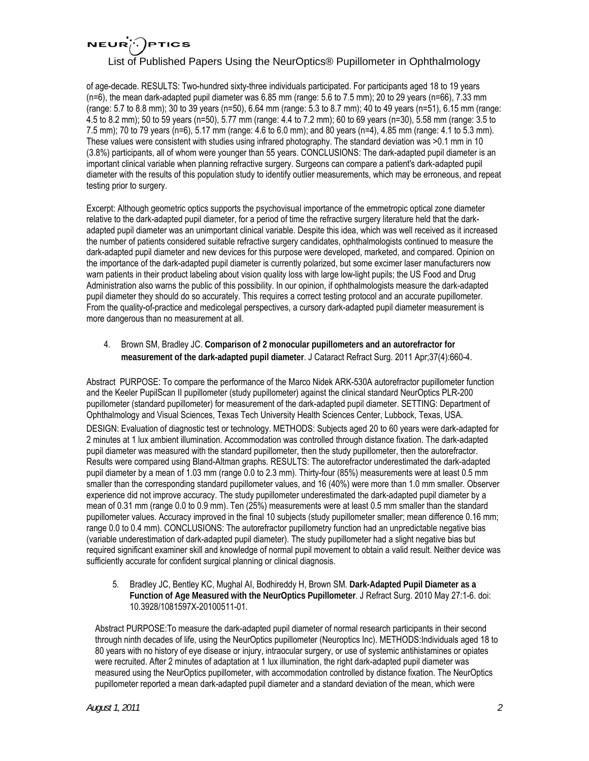of age-decade. RESULTS: Two-hundred sixty-three individuals participated. For participants aged 18 to 19 years (n=6), the mean dark-adapted pupil diameter was 6.85 mm (range: 5.6 to 7.5 mm); 20 to 29 years (n=66), 7.33 mm (range: 5.7 to 8.8 mm); 30 to 39 years (n=50), 6.64 mm (range: 5.3 to 8.7 mm); 40 to 49 years (n=51), 6.15 mm (range: 4.5 to 8.2 mm); 50 to 59 years (n=50), 5.77 mm (range: 4.4 to 7.2 mm); 60 to 69 years (n=30), 5.58 mm (range: 3.5 to 7.5 mm); 70 to 79 years (n=6), 5.17 mm (range: 4.6 to 6.0 mm); and 80 years (n=4), 4.85 mm (range: 4.1 to 5.3 mm). These values were consistent with studies using infrared photography. The standard deviation was >0.1 mm in 10 (3.8%) participants, all of whom were younger than 55 years. CONCLUSIONS: The dark-adapted pupil diameter is an important clinical variable when planning refractive surgery. Surgeons can compare a patient's dark-adapted pupil diameter with the results of this population study to identify outlier measurements, which may be erroneous, and repeat testing prior to surgery.

Excerpt: Although geometric optics supports the psychovisual importance of the emmetropic optical zone diameter relative to the dark-adapted pupil diameter, for a period of time the refractive surgery literature held that the dark-adapted pupil diameter was an unimportant clinical variable. Despite this idea, which was well received as it increased the number of patients considered suitable refractive surgery candidates, ophthalmologists continued to measure the dark-adapted pupil diameter and new devices for this purpose were developed, marketed, and compared. Opinion on the importance of the dark-adapted pupil diameter is currently polarized, but some excimer laser manufacturers now warn patients in their product labeling about vision quality loss with large low-light pupils; the US Food and Drug Administration also warns the public of this possibility. In our opinion, if ophthalmologists measure the dark-adapted pupil diameter they should do so accurately. This requires a correct testing protocol and an accurate pupillometer. From the quality-of-practice and medicolegal perspectives, a cursory dark-adapted pupil diameter measurement is more dangerous than no measurement at all.

4. Brown SM, Bradley JC. **Comparison of 2 monocular pupillometers and an autorefractor for measurement of the dark-adapted pupil diameter**. J Cataract Refract Surg. 2011 Apr;37(4):660-4.

Abstract PURPOSE: To compare the performance of the Marco Nidek ARK-530A autorefractor pupillometer function and the Keeler PupilScan II pupillometer (study pupillometer) against the clinical standard NeurOptics PLR-200 pupillometer (standard pupillometer) for measurement of the dark-adapted pupil diameter. SETTING: Department of Ophthalmology and Visual Sciences, Texas Tech University Health Sciences Center, Lubbock, Texas, USA. DESIGN: Evaluation of diagnostic test or technology. METHODS: Subjects aged 20 to 60 years were dark-adapted for 2 minutes at 1 lux ambient illumination. Accommodation was controlled through distance fixation. The dark-adapted pupil diameter was measured with the standard pupillometer, then the study pupillometer, then the autorefractor. Results were compared using Bland-Altman graphs. RESULTS: The autorefractor underestimated the dark-adapted pupil diameter by a mean of 1.03 mm (range 0.0 to 2.3 mm). Thirty-four (85%) measurements were at least 0.5 mm smaller than the corresponding standard pupillometer values, and 16 (40%) were more than 1.0 mm smaller. Observer experience did not improve accuracy. The study pupillometer underestimated the dark-adapted pupil diameter by a mean of 0.31 mm (range 0.0 to 0.9 mm). Ten (25%) measurements were at least 0.5 mm smaller than the standard pupillometer values. Accuracy improved in the final 10 subjects (study pupillometer smaller; mean difference 0.16 mm; range 0.0 to 0.4 mm). CONCLUSIONS: The autorefractor pupillometry function had an unpredictable negative bias (variable underestimation of dark-adapted pupil diameter). The study pupillometer had a slight negative bias but required significant examiner skill and knowledge of normal pupil movement to obtain a valid result. Neither device was sufficiently accurate for confident surgical planning or clinical diagnosis.

5. Bradley JC, Bentley KC, Mughal AI, Bodhireddy H, Brown SM. **Dark-Adapted Pupil Diameter as a Function of Age Measured with the NeurOptics Pupillometer**. J Refract Surg. 2010 May 27:1-6. doi: 10.3928/1081597X-20100511-01.

Abstract PURPOSE:To measure the dark-adapted pupil diameter of normal research participants in their second through ninth decades of life, using the NeurOptics pupillometer (Neuroptics Inc). METHODS:Individuals aged 18 to 80 years with no history of eye disease or injury, intraocular surgery, or use of systemic antihistamines or opiates were recruited. After 2 minutes of adaptation at 1 lux illumination, the right dark-adapted pupil diameter was measured using the NeurOptics pupillometer, with accommodation controlled by distance fixation. The NeurOptics pupillometer reported a mean dark-adapted pupil diameter and a standard deviation of the mean, which were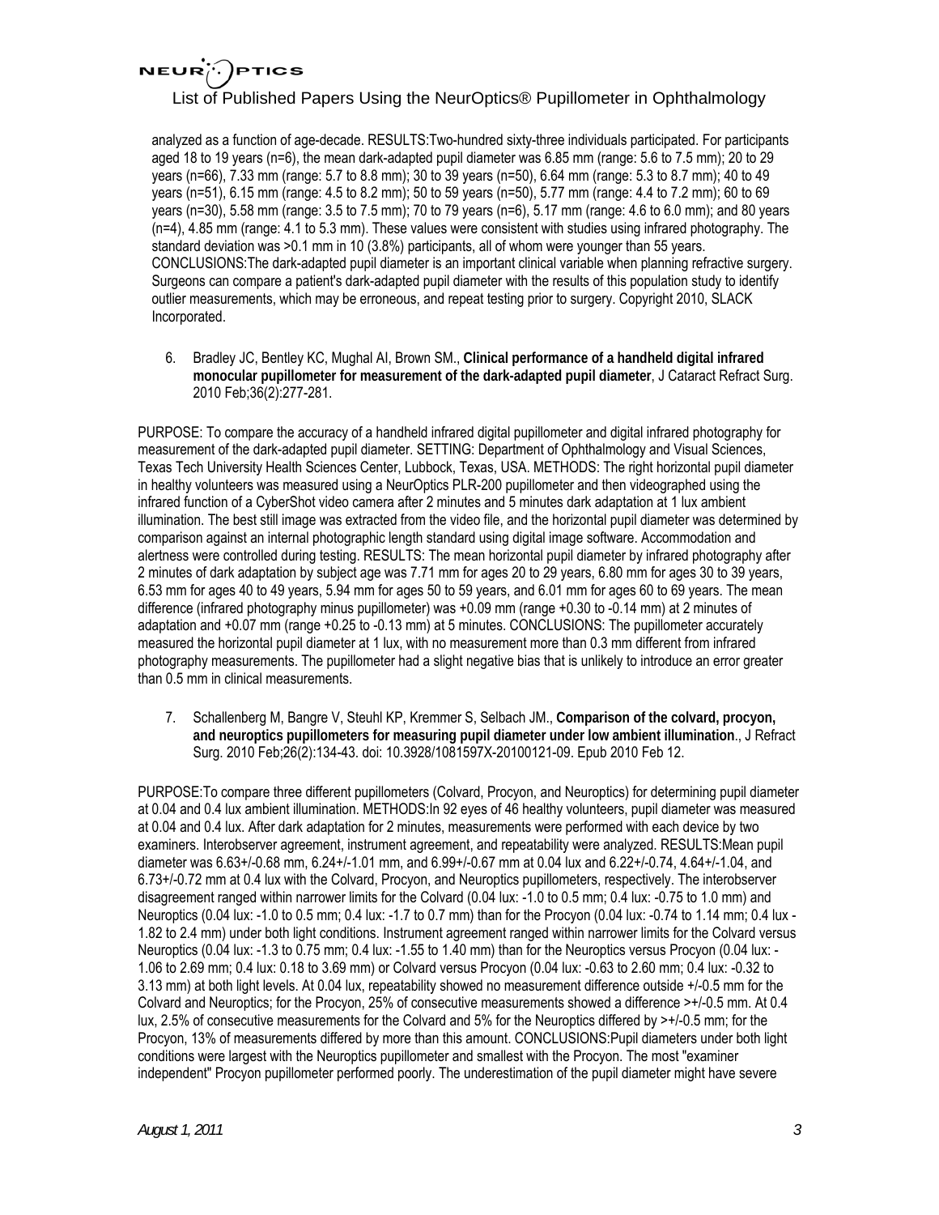analyzed as a function of age-decade. RESULTS:Two-hundred sixty-three individuals participated. For participants aged 18 to 19 years (n=6), the mean dark-adapted pupil diameter was 6.85 mm (range: 5.6 to 7.5 mm); 20 to 29 years (n=66), 7.33 mm (range: 5.7 to 8.8 mm); 30 to 39 years (n=50), 6.64 mm (range: 5.3 to 8.7 mm); 40 to 49 years (n=51), 6.15 mm (range: 4.5 to 8.2 mm); 50 to 59 years (n=50), 5.77 mm (range: 4.4 to 7.2 mm); 60 to 69 years (n=30), 5.58 mm (range: 3.5 to 7.5 mm); 70 to 79 years (n=6), 5.17 mm (range: 4.6 to 6.0 mm); and 80 years (n=4), 4.85 mm (range: 4.1 to 5.3 mm). These values were consistent with studies using infrared photography. The standard deviation was >0.1 mm in 10 (3.8%) participants, all of whom were younger than 55 years. CONCLUSIONS:The dark-adapted pupil diameter is an important clinical variable when planning refractive surgery. Surgeons can compare a patient's dark-adapted pupil diameter with the results of this population study to identify outlier measurements, which may be erroneous, and repeat testing prior to surgery. Copyright 2010, SLACK Incorporated.

6. Bradley JC, Bentley KC, Mughal AI, Brown SM., **Clinical performance of a handheld digital infrared monocular pupillometer for measurement of the dark-adapted pupil diameter**, J Cataract Refract Surg. 2010 Feb;36(2):277-281.

PURPOSE: To compare the accuracy of a handheld infrared digital pupillometer and digital infrared photography for measurement of the dark-adapted pupil diameter. SETTING: Department of Ophthalmology and Visual Sciences, Texas Tech University Health Sciences Center, Lubbock, Texas, USA. METHODS: The right horizontal pupil diameter in healthy volunteers was measured using a NeurOptics PLR-200 pupillometer and then videographed using the infrared function of a CyberShot video camera after 2 minutes and 5 minutes dark adaptation at 1 lux ambient illumination. The best still image was extracted from the video file, and the horizontal pupil diameter was determined by comparison against an internal photographic length standard using digital image software. Accommodation and alertness were controlled during testing. RESULTS: The mean horizontal pupil diameter by infrared photography after 2 minutes of dark adaptation by subject age was 7.71 mm for ages 20 to 29 years, 6.80 mm for ages 30 to 39 years, 6.53 mm for ages 40 to 49 years, 5.94 mm for ages 50 to 59 years, and 6.01 mm for ages 60 to 69 years. The mean difference (infrared photography minus pupillometer) was +0.09 mm (range +0.30 to -0.14 mm) at 2 minutes of adaptation and +0.07 mm (range +0.25 to -0.13 mm) at 5 minutes. CONCLUSIONS: The pupillometer accurately measured the horizontal pupil diameter at 1 lux, with no measurement more than 0.3 mm different from infrared photography measurements. The pupillometer had a slight negative bias that is unlikely to introduce an error greater than 0.5 mm in clinical measurements.

7. Schallenberg M, Bangre V, Steuhl KP, Kremmer S, Selbach JM., **Comparison of the colvard, procyon, and neuroptics pupillometers for measuring pupil diameter under low ambient illumination**., J Refract Surg. 2010 Feb;26(2):134-43. doi: 10.3928/1081597X-20100121-09. Epub 2010 Feb 12.

PURPOSE:To compare three different pupillometers (Colvard, Procyon, and Neuroptics) for determining pupil diameter at 0.04 and 0.4 lux ambient illumination. METHODS:In 92 eyes of 46 healthy volunteers, pupil diameter was measured at 0.04 and 0.4 lux. After dark adaptation for 2 minutes, measurements were performed with each device by two examiners. Interobserver agreement, instrument agreement, and repeatability were analyzed. RESULTS:Mean pupil diameter was 6.63+/-0.68 mm, 6.24+/-1.01 mm, and 6.99+/-0.67 mm at 0.04 lux and 6.22+/-0.74, 4.64+/-1.04, and 6.73+/-0.72 mm at 0.4 lux with the Colvard, Procyon, and Neuroptics pupillometers, respectively. The interobserver disagreement ranged within narrower limits for the Colvard (0.04 lux: -1.0 to 0.5 mm; 0.4 lux: -0.75 to 1.0 mm) and Neuroptics (0.04 lux: -1.0 to 0.5 mm; 0.4 lux: -1.7 to 0.7 mm) than for the Procyon (0.04 lux: -0.74 to 1.14 mm; 0.4 lux -1.82 to 2.4 mm) under both light conditions. Instrument agreement ranged within narrower limits for the Colvard versus Neuroptics (0.04 lux: -1.3 to 0.75 mm; 0.4 lux: -1.55 to 1.40 mm) than for the Neuroptics versus Procyon (0.04 lux: -1.06 to 2.69 mm; 0.4 lux: 0.18 to 3.69 mm) or Colvard versus Procyon (0.04 lux: -0.63 to 2.60 mm; 0.4 lux: -0.32 to 3.13 mm) at both light levels. At 0.04 lux, repeatability showed no measurement difference outside +/-0.5 mm for the Colvard and Neuroptics; for the Procyon, 25% of consecutive measurements showed a difference >+/-0.5 mm. At 0.4 lux, 2.5% of consecutive measurements for the Colvard and 5% for the Neuroptics differed by >+/-0.5 mm; for the Procyon, 13% of measurements differed by more than this amount. CONCLUSIONS:Pupil diameters under both light conditions were largest with the Neuroptics pupillometer and smallest with the Procyon. The most "examiner independent" Procyon pupillometer performed poorly. The underestimation of the pupil diameter might have severe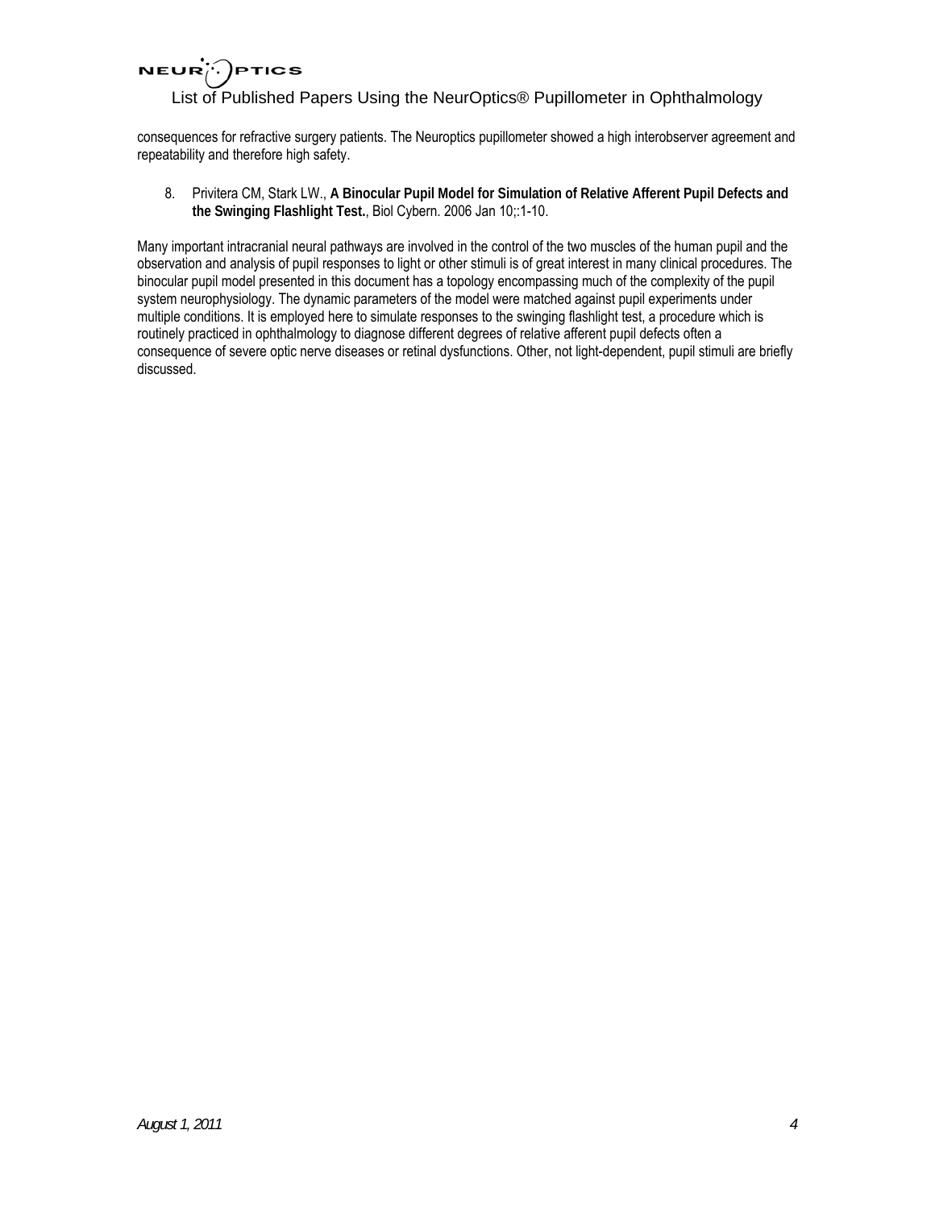consequences for refractive surgery patients. The Neuroptics pupillometer showed a high interobserver agreement and repeatability and therefore high safety.

8. Privitera CM, Stark LW., **A Binocular Pupil Model for Simulation of Relative Afferent Pupil Defects and the Swinging Flashlight Test.**, Biol Cybern. 2006 Jan 10;:1-10.

Many important intracranial neural pathways are involved in the control of the two muscles of the human pupil and the observation and analysis of pupil responses to light or other stimuli is of great interest in many clinical procedures. The binocular pupil model presented in this document has a topology encompassing much of the complexity of the pupil system neurophysiology. The dynamic parameters of the model were matched against pupil experiments under multiple conditions. It is employed here to simulate responses to the swinging flashlight test, a procedure which is routinely practiced in ophthalmology to diagnose different degrees of relative afferent pupil defects often a consequence of severe optic nerve diseases or retinal dysfunctions. Other, not light-dependent, pupil stimuli are briefly discussed.